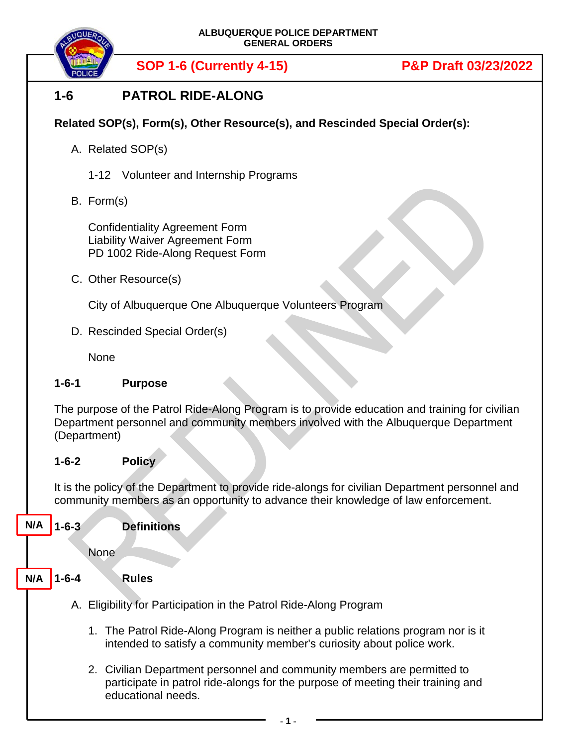ALBUQUERQUE POLICE DEPARTMENT
GENERAL ORDERS

**SOP 1-6 (Currently 4-15)** **P&P Draft 03/23/2022**

# 1-6 PATROL RIDE-ALONG

**Related SOP(s), Form(s), Other Resource(s), and Rescinded Special Order(s):**

A. Related SOP(s)

1-12 Volunteer and Internship Programs

B. Form(s)

Confidentiality Agreement Form
Liability Waiver Agreement Form
PD 1002 Ride-Along Request Form

C. Other Resource(s)

City of Albuquerque One Albuquerque Volunteers Program

D. Rescinded Special Order(s)

None

## 1-6-1 Purpose

The purpose of the Patrol Ride-Along Program is to provide education and training for civilian Department personnel and community members involved with the Albuquerque Department (Department)

## 1-6-2 Policy

It is the policy of the Department to provide ride-alongs for civilian Department personnel and community members as an opportunity to advance their knowledge of law enforcement.

## N/A 1-6-3 Definitions

None

## N/A 1-6-4 Rules

A. Eligibility for Participation in the Patrol Ride-Along Program

1. The Patrol Ride-Along Program is neither a public relations program nor is it intended to satisfy a community member's curiosity about police work.
2. Civilian Department personnel and community members are permitted to participate in patrol ride-alongs for the purpose of meeting their training and educational needs.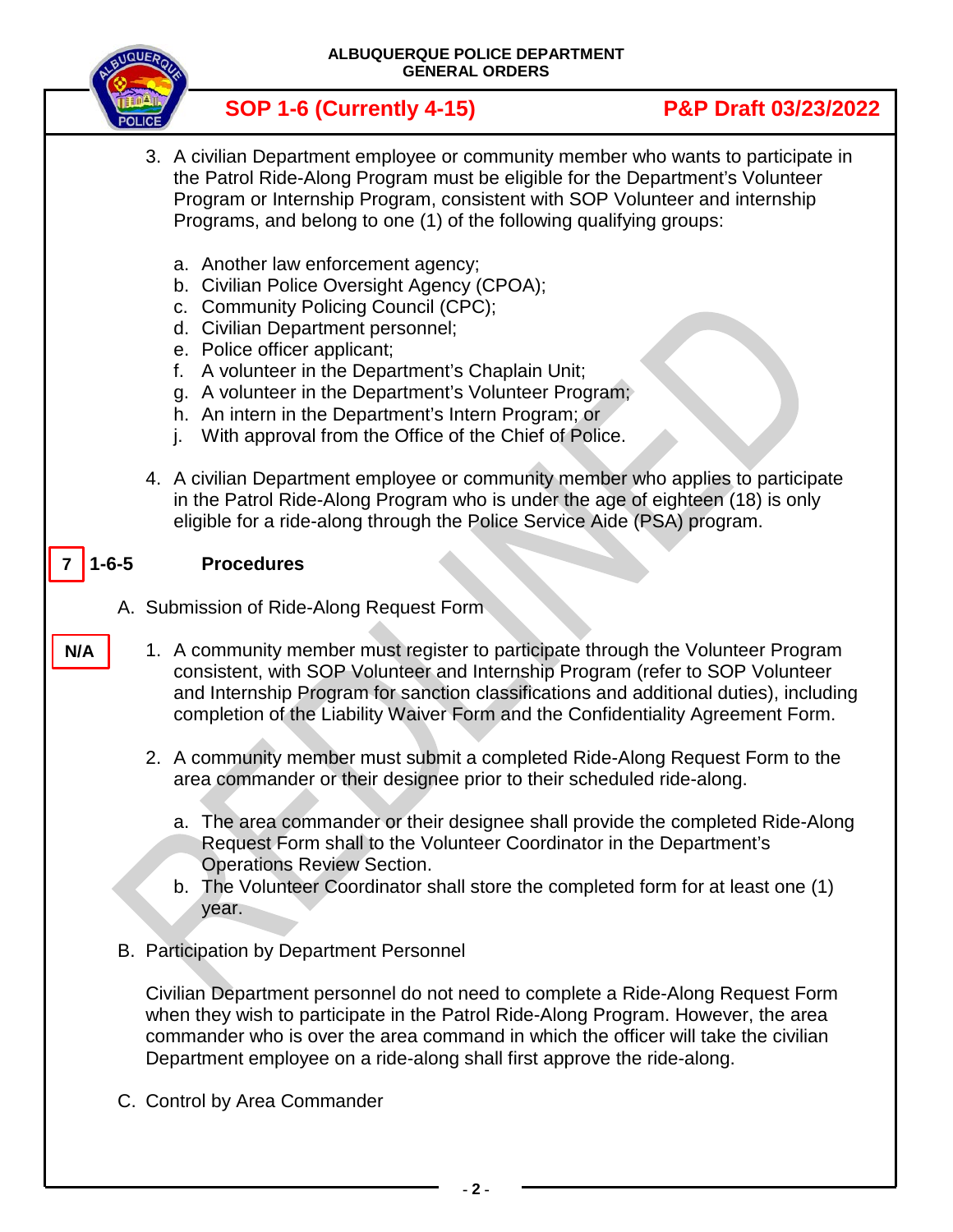3. A civilian Department employee or community member who wants to participate in the Patrol Ride-Along Program must be eligible for the Department's Volunteer Program or Internship Program, consistent with SOP Volunteer and internship Programs, and belong to one (1) of the following qualifying groups:

   a. Another law enforcement agency;
   b. Civilian Police Oversight Agency (CPOA);
   c. Community Policing Council (CPC);
   d. Civilian Department personnel;
   e. Police officer applicant;
   f. A volunteer in the Department's Chaplain Unit;
   g. A volunteer in the Department's Volunteer Program;
   h. An intern in the Department's Intern Program; or
   j. With approval from the Office of the Chief of Police.

4. A civilian Department employee or community member who applies to participate in the Patrol Ride-Along Program who is under the age of eighteen (18) is only eligible for a ride-along through the Police Service Aide (PSA) program.

## 7 | 1-6-5 Procedures

A. Submission of Ride-Along Request Form

N/A

1. A community member must register to participate through the Volunteer Program consistent, with SOP Volunteer and Internship Program (refer to SOP Volunteer and Internship Program for sanction classifications and additional duties), including completion of the Liability Waiver Form and the Confidentiality Agreement Form.

2. A community member must submit a completed Ride-Along Request Form to the area commander or their designee prior to their scheduled ride-along.

   a. The area commander or their designee shall provide the completed Ride-Along Request Form shall to the Volunteer Coordinator in the Department's Operations Review Section.
   b. The Volunteer Coordinator shall store the completed form for at least one (1) year.

B. Participation by Department Personnel

Civilian Department personnel do not need to complete a Ride-Along Request Form when they wish to participate in the Patrol Ride-Along Program. However, the area commander who is over the area command in which the officer will take the civilian Department employee on a ride-along shall first approve the ride-along.

C. Control by Area Commander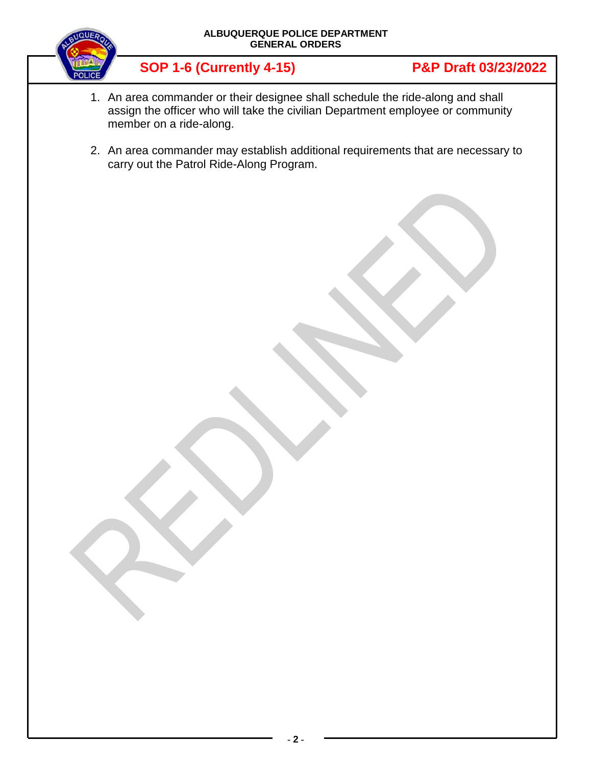1. An area commander or their designee shall schedule the ride-along and shall assign the officer who will take the civilian Department employee or community member on a ride-along.

2. An area commander may establish additional requirements that are necessary to carry out the Patrol Ride-Along Program.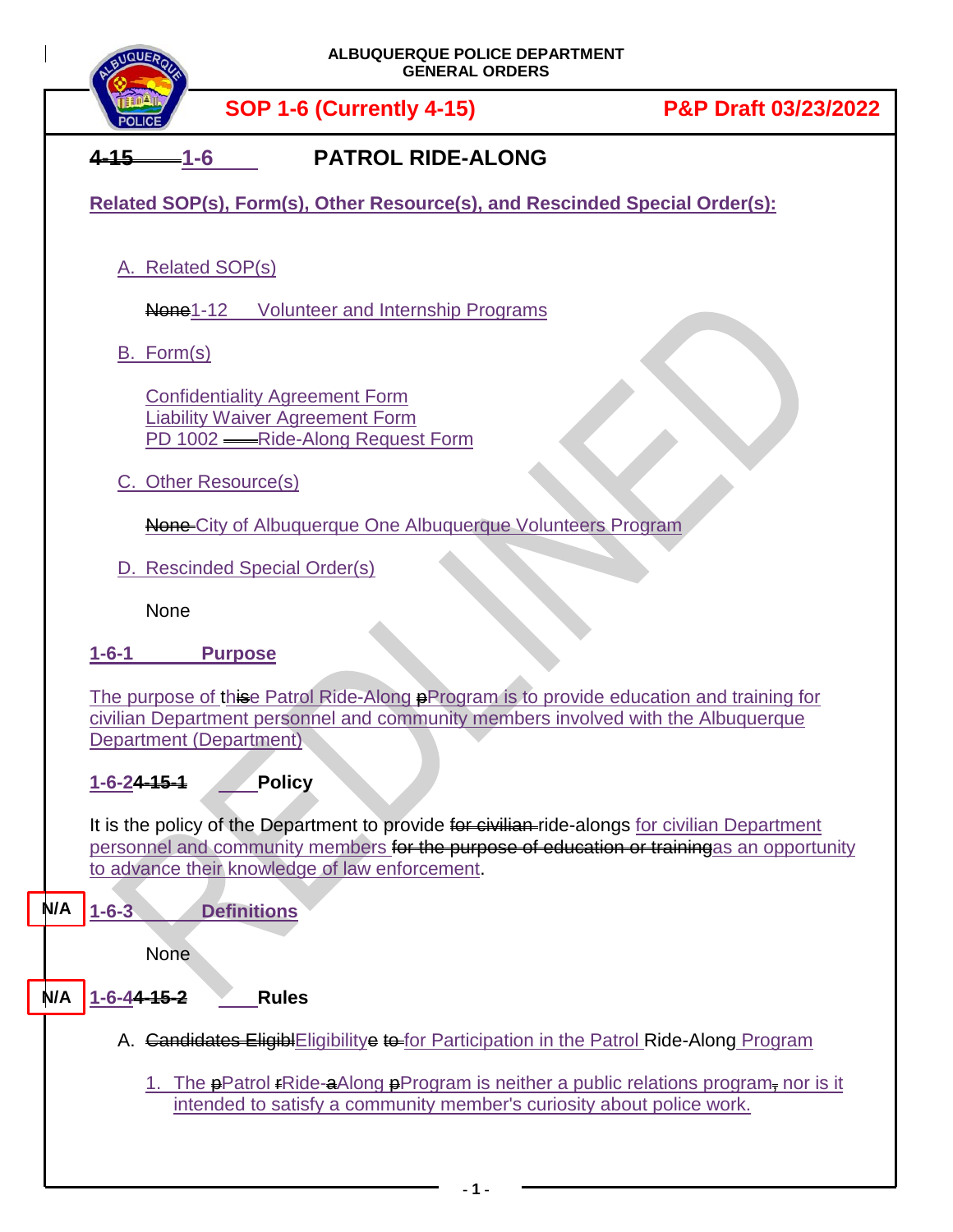ALBUQUERQUE POLICE DEPARTMENT
GENERAL ORDERS

**SOP 1-6 (Currently 4-15)** **P&P Draft 03/23/2022**

# ~~4-15~~ 1-6 PATROL RIDE-ALONG

**Related SOP(s), Form(s), Other Resource(s), and Rescinded Special Order(s):**

A. Related SOP(s)

~~None~~1-12 Volunteer and Internship Programs

B. Form(s)

Confidentiality Agreement Form
Liability Waiver Agreement Form
PD 1002 Ride-Along Request Form

C. Other Resource(s)

~~None~~ City of Albuquerque One Albuquerque Volunteers Program

D. Rescinded Special Order(s)

None

## 1-6-1 Purpose

The purpose of th~~is~~e Patrol Ride-Along ~~p~~Program is to provide education and training for civilian Department personnel and community members involved with the Albuquerque Department (Department)

## 1-6-2~~4-15-1~~ Policy

It is the policy of the Department to provide ~~for civilian~~ ride-alongs for civilian Department personnel and community members ~~for the purpose of education or training~~as an opportunity to advance their knowledge of law enforcement.

N/A

## 1-6-3 Definitions

None

N/A

## 1-6-4~~4-15-2~~ Rules

A. ~~Candidates Eligibl~~Eligibility~~e~~ ~~to~~ for Participation in the Patrol Ride-Along Program

1. The ~~p~~Patrol ~~r~~Ride-~~a~~Along ~~p~~Program is neither a public relations program~~,~~ nor is it intended to satisfy a community member's curiosity about police work.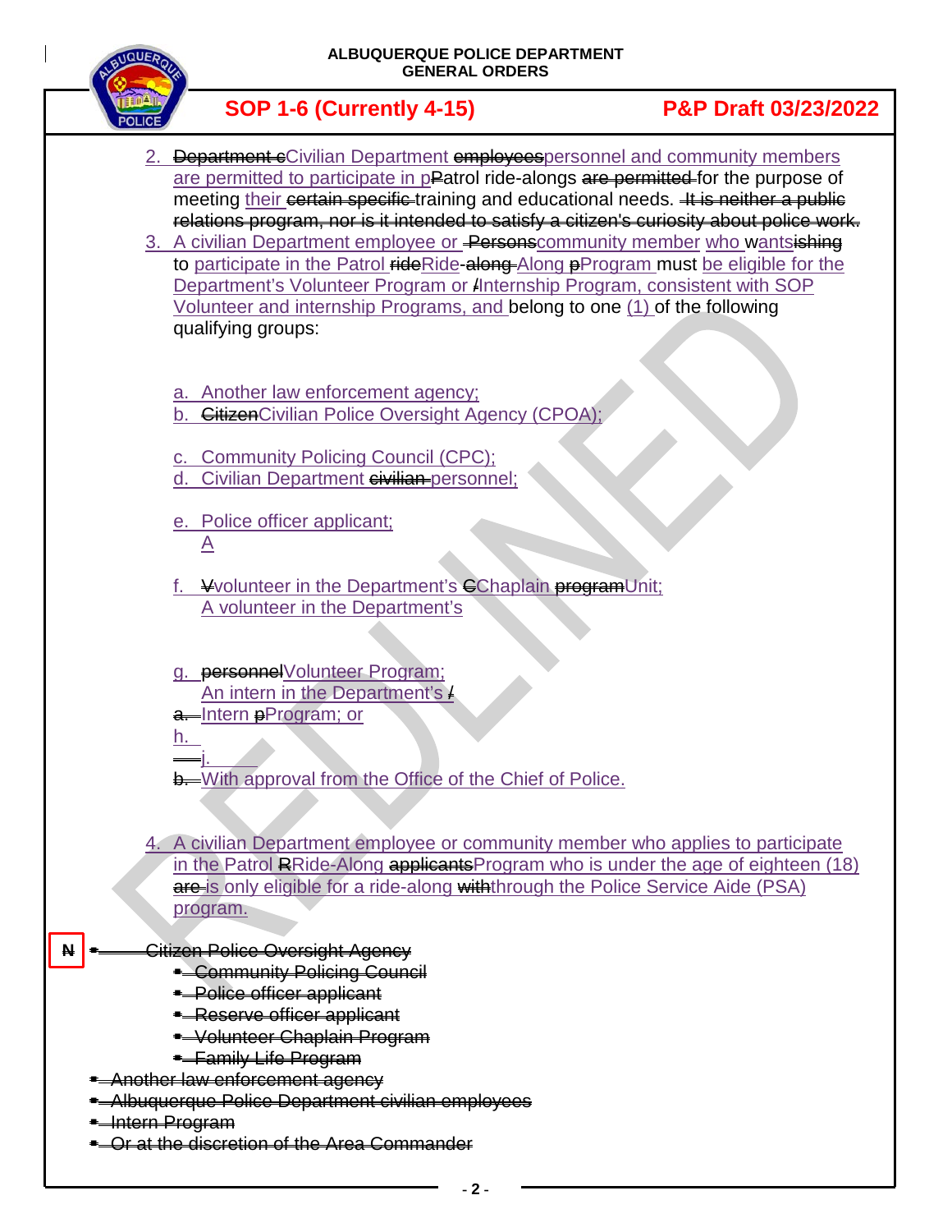2. ~~Department c~~Civilian Department ~~employees~~personnel and community members are permitted to participate in p~~P~~atrol ride-alongs ~~are permitted~~ for the purpose of meeting their ~~certain specific~~ training and educational needs. ~~It is neither a public relations program, nor is it intended to satisfy a citizen's curiosity about police work.~~
3. A civilian Department employee or ~~Persons~~community member who want~~s~~~~ishing~~ to participate in the Patrol ~~ride~~Ride-~~along~~ Along ~~p~~Program must be eligible for the Department's Volunteer Program or ~~/~~Internship Program, consistent with SOP Volunteer and internship Programs, and belong to one (1) of the following qualifying groups:

   a. Another law enforcement agency;
   b. ~~Citizen~~Civilian Police Oversight Agency (CPOA);
   c. Community Policing Council (CPC);
   d. Civilian Department ~~civilian~~ personnel;
   e. Police officer applicant;
   A
   f. ~~V~~volunteer in the Department's ~~C~~Chaplain ~~program~~Unit;
   A volunteer in the Department's
   g. ~~personnel~~Volunteer Program;
   An intern in the Department's ~~/~~
   ~~a.~~ Intern ~~p~~Program; or
   h.
   i.
   ~~b.~~ With approval from the Office of the Chief of Police.

4. A civilian Department employee or community member who applies to participate in the Patrol ~~R~~Ride-Along ~~applicants~~Program who is under the age of eighteen (18) ~~are~~ is only eligible for a ride-along ~~with~~through the Police Service Aide (PSA) program.

N

- ~~Citizen Police Oversight Agency~~
  - ~~Community Policing Council~~
  - ~~Police officer applicant~~
  - ~~Reserve officer applicant~~
  - ~~Volunteer Chaplain Program~~
  - ~~Family Life Program~~
- ~~Another law enforcement agency~~
- ~~Albuquerque Police Department civilian employees~~
- ~~Intern Program~~
- ~~Or at the discretion of the Area Commander~~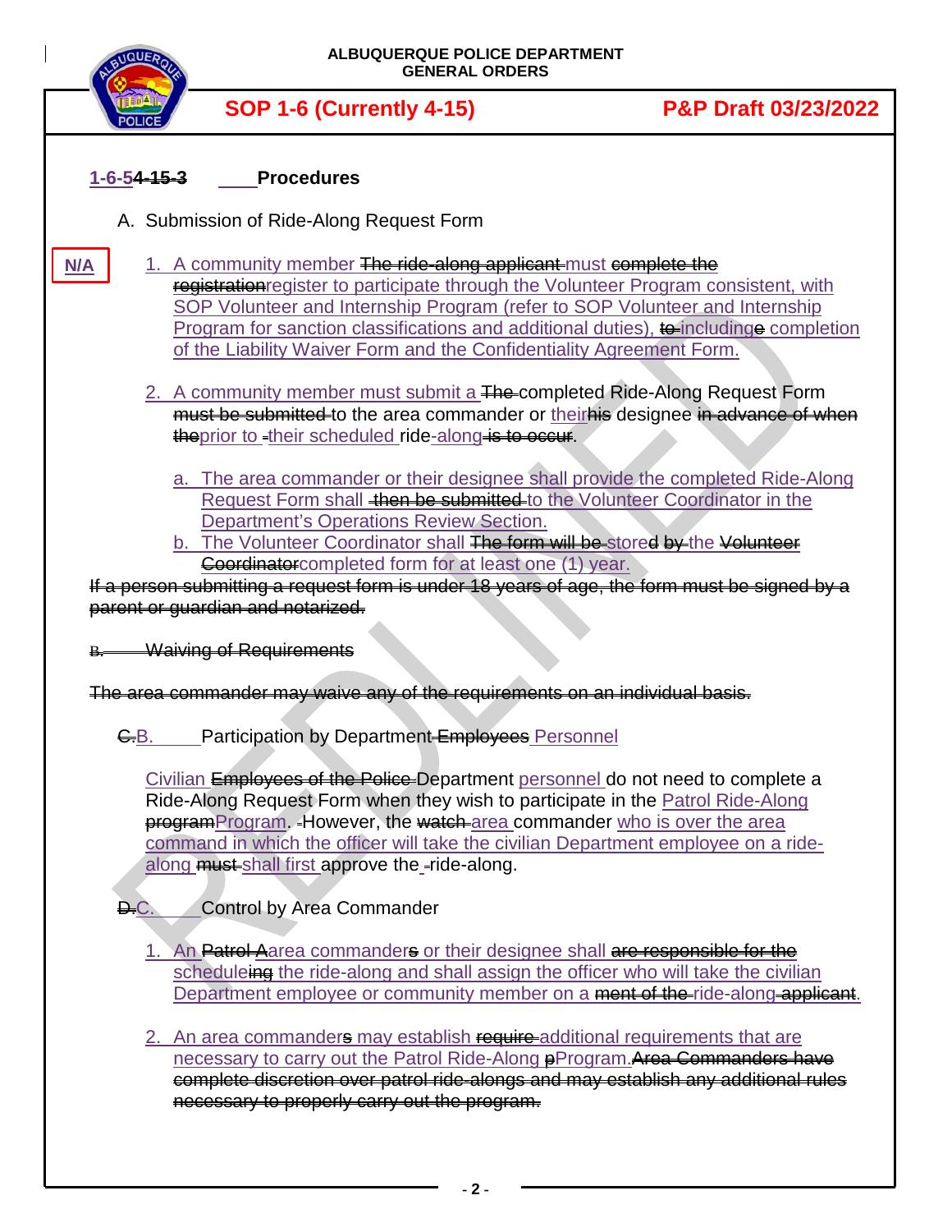1-6-5~~4-15-3~~ Procedures

A. Submission of Ride-Along Request Form

N/A

1. A community member ~~The ride-along applicant~~ must ~~complete the registration~~register to participate through the Volunteer Program consistent, with SOP Volunteer and Internship Program (refer to SOP Volunteer and Internship Program for sanction classifications and additional duties), ~~to~~ includinge completion of the Liability Waiver Form and the Confidentiality Agreement Form.

2. A community member must submit a ~~The~~ completed Ride-Along Request Form ~~must be submitted~~ to the area commander or their~~his~~ designee ~~in advance of when the~~prior to their scheduled ride-along ~~is to occur~~.

   a. The area commander or their designee shall provide the completed Ride-Along Request Form shall ~~then be submitted~~ to the Volunteer Coordinator in the Department's Operations Review Section.
   b. The Volunteer Coordinator shall ~~The form will be~~ stored ~~by~~ the ~~Volunteer Coordinator~~completed form for at least one (1) year.

~~If a person submitting a request form is under 18 years of age, the form must be signed by a parent or guardian and notarized.~~

~~B. Waiving of Requirements~~

~~The area commander may waive any of the requirements on an individual basis.~~

~~C.~~B. Participation by Department ~~Employees~~ Personnel

Civilian ~~Employees of the Police~~ Department personnel do not need to complete a Ride-Along Request Form when they wish to participate in the Patrol Ride-Along ~~program~~Program. However, the ~~watch~~ area commander who is over the area command in which the officer will take the civilian Department employee on a ride-along ~~must~~ shall first approve the ride-along.

~~D.~~C. Control by Area Commander

1. An ~~Patrol A~~area commanders or their designee shall ~~are responsible for the~~ scheduleing the ride-along and shall assign the officer who will take the civilian Department employee or community member on a ~~ment of the~~ ride-along ~~applicant~~.

2. An area commanders may establish ~~require~~ additional requirements that are necessary to carry out the Patrol Ride-Along ~~p~~Program.~~Area Commanders have complete discretion over patrol ride-alongs and may establish any additional rules necessary to properly carry out the program.~~